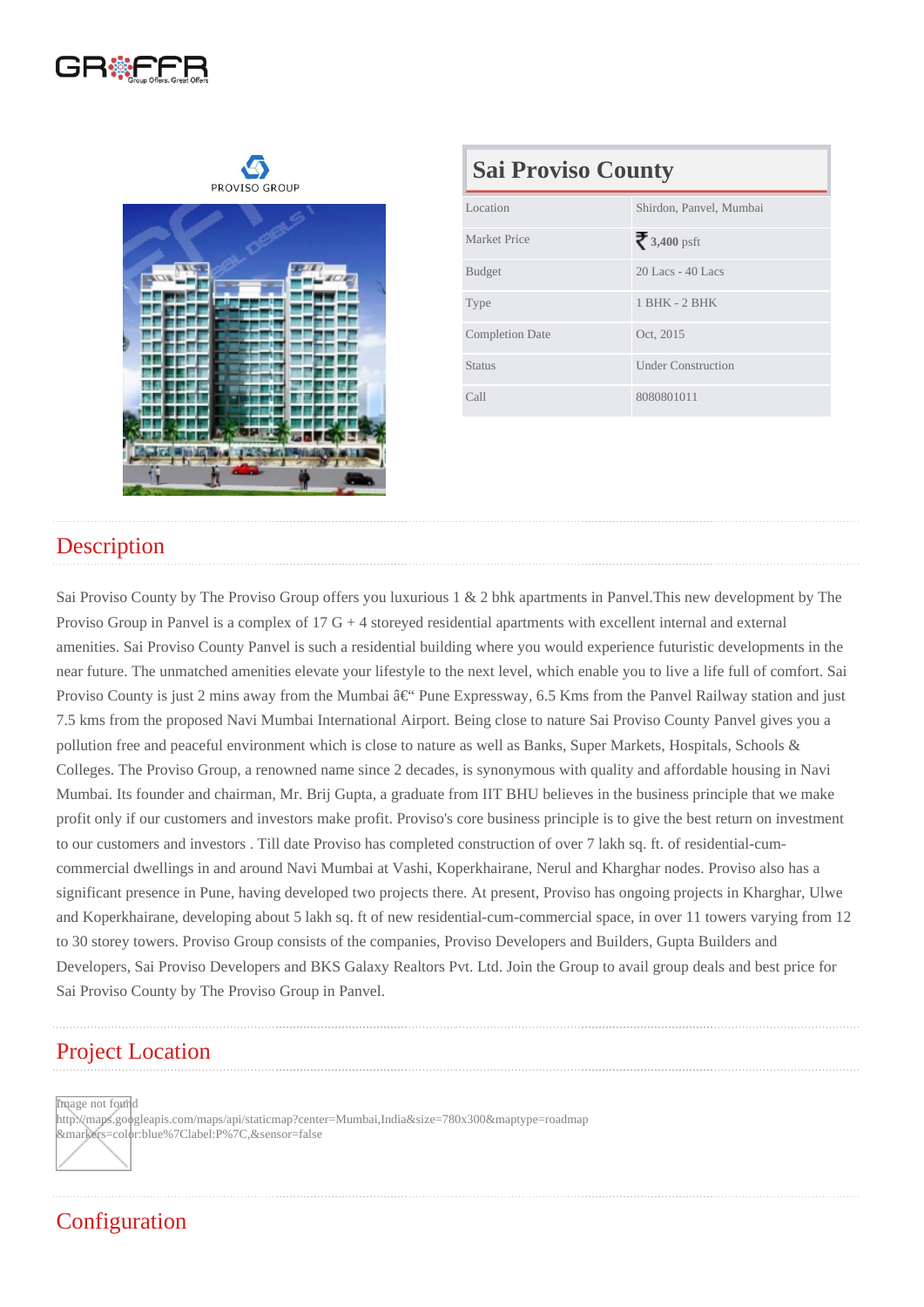# Sai Proviso County

| | |
|---|---|
| Location | Shirdon, Panvel, Mumbai |
| Market Price | ₹ **3,400** psft |
| Budget | 20 Lacs - 40 Lacs |
| Type | 1 BHK - 2 BHK |
| Completion Date | Oct, 2015 |
| Status | Under Construction |
| Call | 8080801011 |

## Description

Sai Proviso County by The Proviso Group offers you luxurious 1 & 2 bhk apartments in Panvel.This new development by The Proviso Group in Panvel is a complex of 17 G + 4 storeyed residential apartments with excellent internal and external amenities. Sai Proviso County Panvel is such a residential building where you would experience futuristic developments in the near future. The unmatched amenities elevate your lifestyle to the next level, which enable you to live a life full of comfort. Sai Proviso County is just 2 mins away from the Mumbai â€“ Pune Expressway, 6.5 Kms from the Panvel Railway station and just 7.5 kms from the proposed Navi Mumbai International Airport. Being close to nature Sai Proviso County Panvel gives you a pollution free and peaceful environment which is close to nature as well as Banks, Super Markets, Hospitals, Schools & Colleges. The Proviso Group, a renowned name since 2 decades, is synonymous with quality and affordable housing in Navi Mumbai. Its founder and chairman, Mr. Brij Gupta, a graduate from IIT BHU believes in the business principle that we make profit only if our customers and investors make profit. Proviso's core business principle is to give the best return on investment to our customers and investors . Till date Proviso has completed construction of over 7 lakh sq. ft. of residential-cum-commercial dwellings in and around Navi Mumbai at Vashi, Koperkhairane, Nerul and Kharghar nodes. Proviso also has a significant presence in Pune, having developed two projects there. At present, Proviso has ongoing projects in Kharghar, Ulwe and Koperkhairane, developing about 5 lakh sq. ft of new residential-cum-commercial space, in over 11 towers varying from 12 to 30 storey towers. Proviso Group consists of the companies, Proviso Developers and Builders, Gupta Builders and Developers, Sai Proviso Developers and BKS Galaxy Realtors Pvt. Ltd. Join the Group to avail group deals and best price for Sai Proviso County by The Proviso Group in Panvel.

## Project Location

Image not found
http://maps.googleapis.com/maps/api/staticmap?center=Mumbai,India&size=780x300&maptype=roadmap&markers=color:blue%7Clabel:P%7C,&sensor=false

## Configuration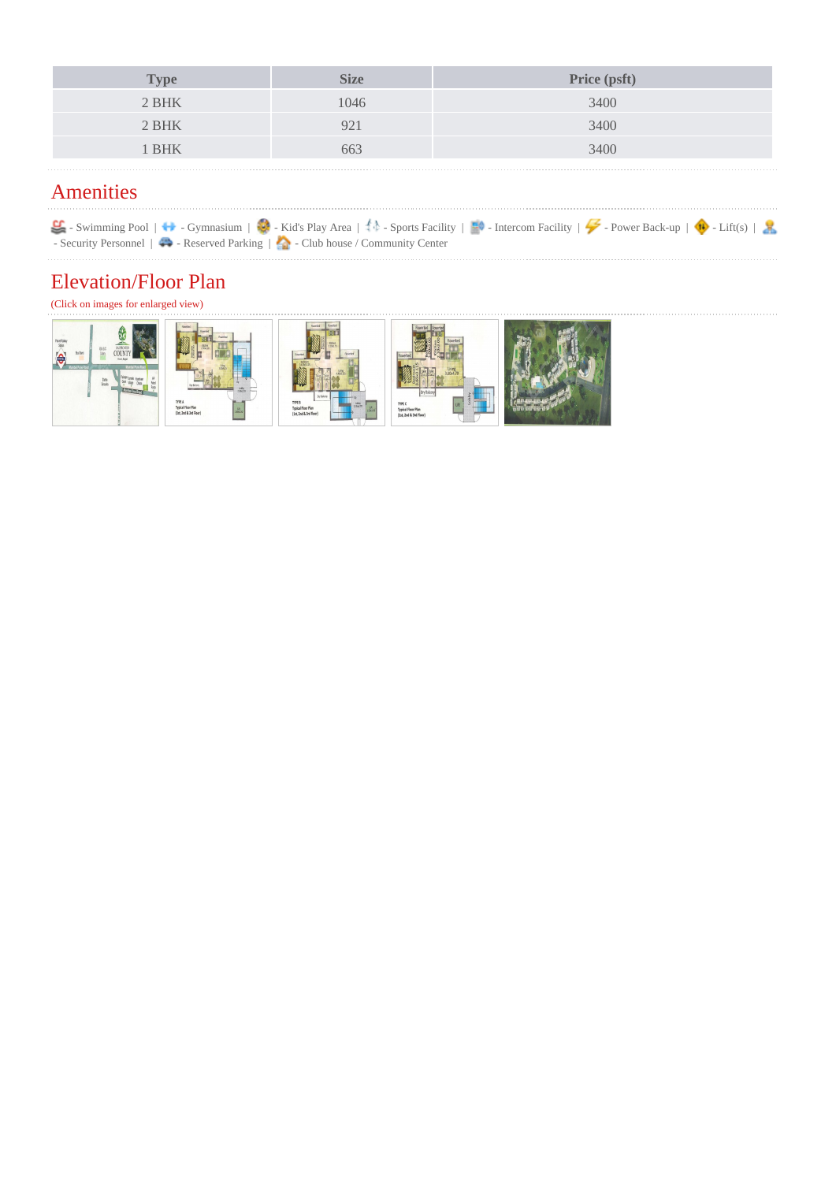| Type | Size | Price (psft) |
|---|---|---|
| 2 BHK | 1046 | 3400 |
| 2 BHK | 921 | 3400 |
| 1 BHK | 663 | 3400 |

## Amenities

- Swimming Pool | - Gymnasium | - Kid's Play Area | - Sports Facility | - Intercom Facility | - Power Back-up | - Lift(s) | - Security Personnel | - Reserved Parking | - Club house / Community Center

## Elevation/Floor Plan

(Click on images for enlarged view)